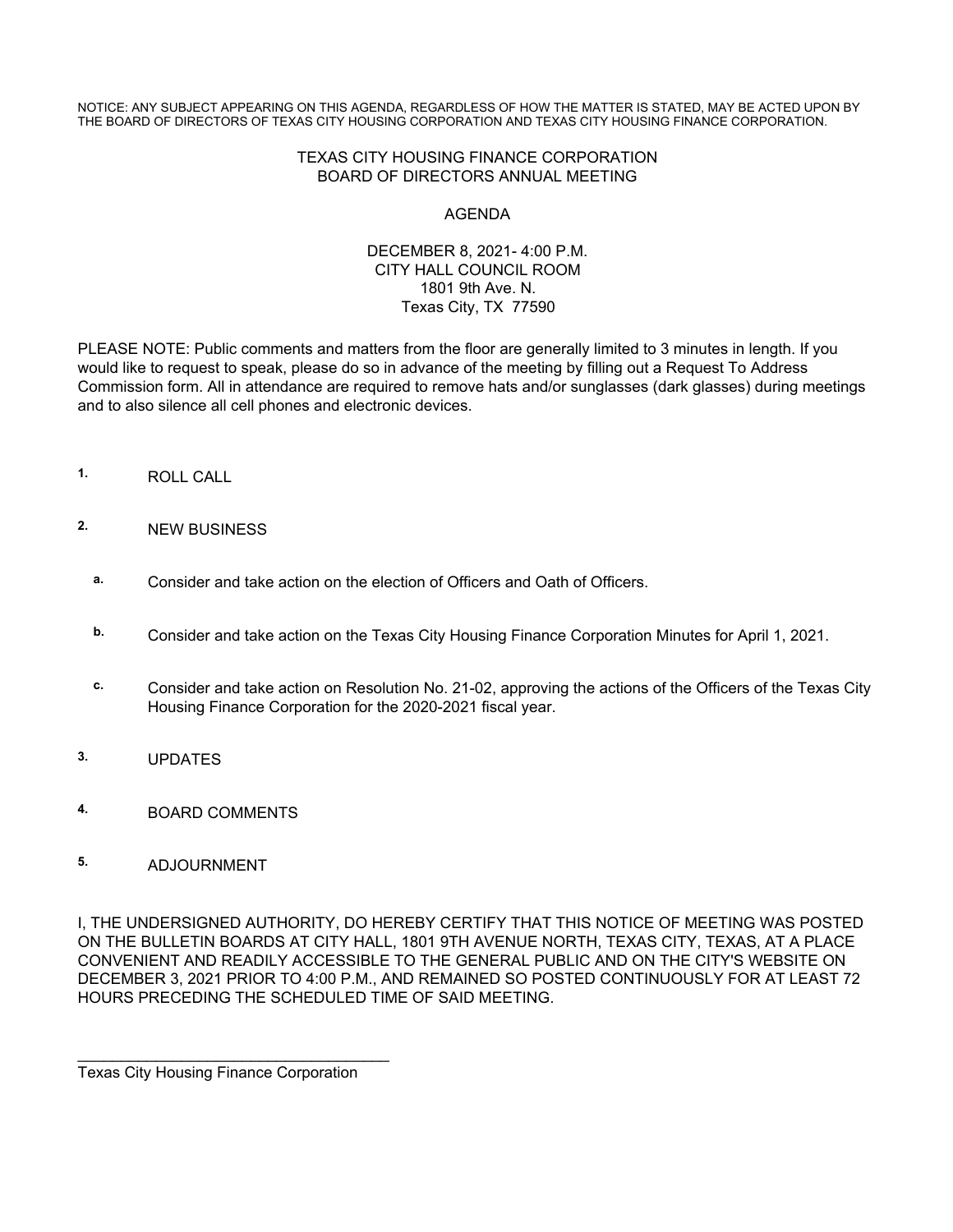NOTICE: ANY SUBJECT APPEARING ON THIS AGENDA, REGARDLESS OF HOW THE MATTER IS STATED, MAY BE ACTED UPON BY THE BOARD OF DIRECTORS OF TEXAS CITY HOUSING CORPORATION AND TEXAS CITY HOUSING FINANCE CORPORATION.

# TEXAS CITY HOUSING FINANCE CORPORATION
## BOARD OF DIRECTORS ANNUAL MEETING

## AGENDA

DECEMBER 8, 2021- 4:00 P.M.
CITY HALL COUNCIL ROOM
1801 9th Ave. N.
Texas City, TX 77590

PLEASE NOTE: Public comments and matters from the floor are generally limited to 3 minutes in length. If you would like to request to speak, please do so in advance of the meeting by filling out a Request To Address Commission form. All in attendance are required to remove hats and/or sunglasses (dark glasses) during meetings and to also silence all cell phones and electronic devices.

1. ROLL CALL

2. NEW BUSINESS

   a. Consider and take action on the election of Officers and Oath of Officers.

   b. Consider and take action on the Texas City Housing Finance Corporation Minutes for April 1, 2021.

   c. Consider and take action on Resolution No. 21-02, approving the actions of the Officers of the Texas City Housing Finance Corporation for the 2020-2021 fiscal year.

3. UPDATES

4. BOARD COMMENTS

5. ADJOURNMENT

I, THE UNDERSIGNED AUTHORITY, DO HEREBY CERTIFY THAT THIS NOTICE OF MEETING WAS POSTED ON THE BULLETIN BOARDS AT CITY HALL, 1801 9TH AVENUE NORTH, TEXAS CITY, TEXAS, AT A PLACE CONVENIENT AND READILY ACCESSIBLE TO THE GENERAL PUBLIC AND ON THE CITY'S WEBSITE ON DECEMBER 3, 2021 PRIOR TO 4:00 P.M., AND REMAINED SO POSTED CONTINUOUSLY FOR AT LEAST 72 HOURS PRECEDING THE SCHEDULED TIME OF SAID MEETING.

\_\_\_\_\_\_\_\_\_\_\_\_\_\_\_\_\_\_\_\_\_\_\_\_\_\_\_\_\_\_\_\_\_\_\_\_
Texas City Housing Finance Corporation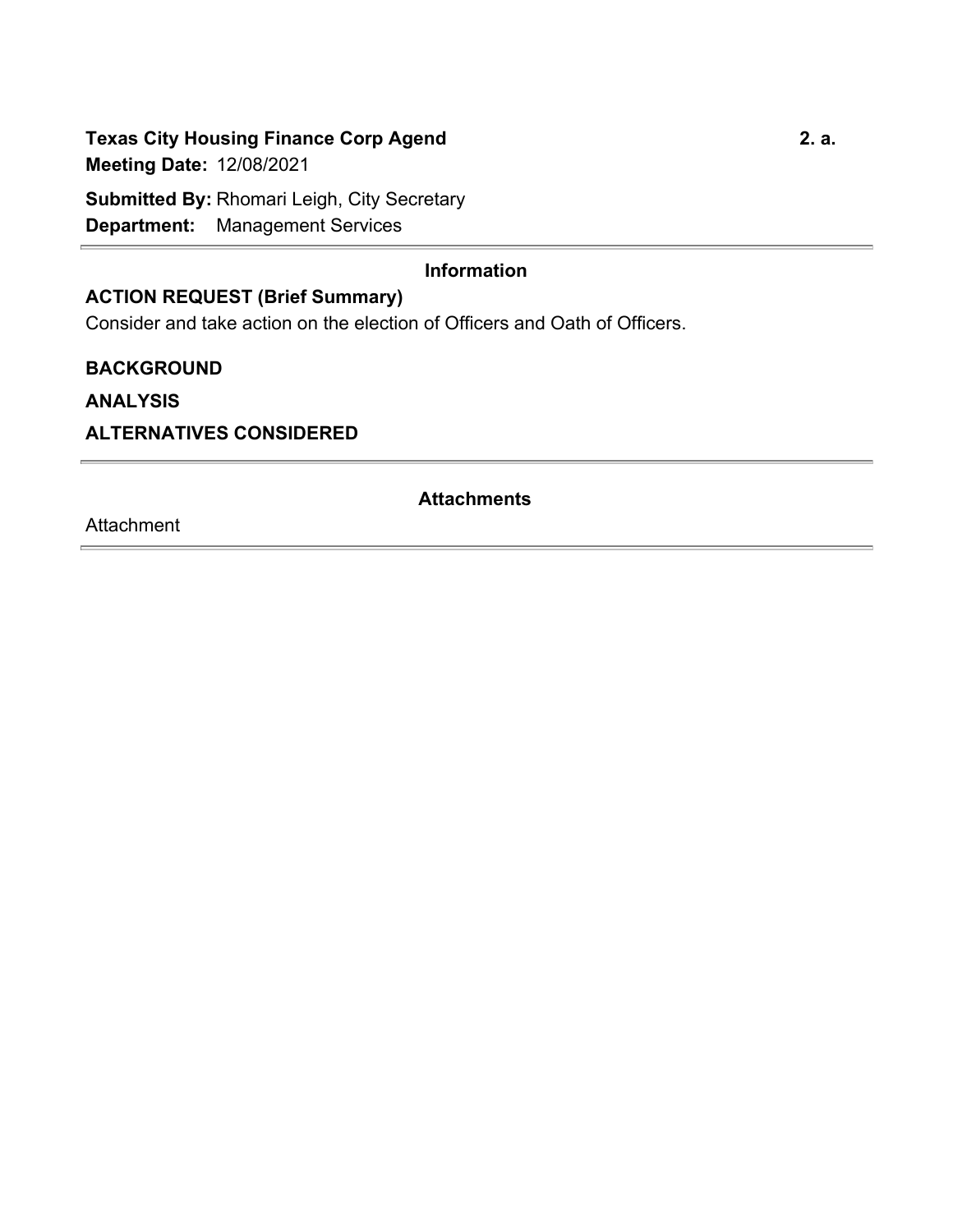**Texas City Housing Finance Corp Agend** **2. a.**

**Meeting Date:** 12/08/2021

**Submitted By:** Rhomari Leigh, City Secretary

**Department:** Management Services

---

## Information

**ACTION REQUEST (Brief Summary)**

Consider and take action on the election of Officers and Oath of Officers.

**BACKGROUND**

**ANALYSIS**

**ALTERNATIVES CONSIDERED**

---

## Attachments

Attachment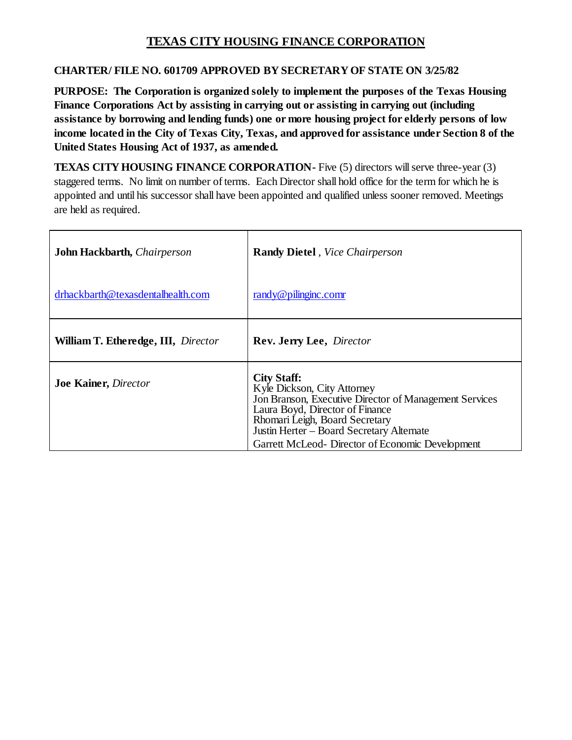# TEXAS CITY HOUSING FINANCE CORPORATION

**CHARTER/ FILE NO. 601709 APPROVED BY SECRETARY OF STATE ON 3/25/82**

**PURPOSE: The Corporation is organized solely to implement the purposes of the Texas Housing Finance Corporations Act by assisting in carrying out or assisting in carrying out (including assistance by borrowing and lending funds) one or more housing project for elderly persons of low income located in the City of Texas City, Texas, and approved for assistance under Section 8 of the United States Housing Act of 1937, as amended.**

**TEXAS CITY HOUSING FINANCE CORPORATION-** Five (5) directors will serve three-year (3) staggered terms. No limit on number of terms. Each Director shall hold office for the term for which he is appointed and until his successor shall have been appointed and qualified unless sooner removed. Meetings are held as required.

| | |
|---|---|
| **John Hackbarth,** *Chairperson*<br><br>drhackbarth@texasdentalhealth.com | **Randy Dietel** , *Vice Chairperson*<br><br>randy@pilinginc.comr |
| **William T. Etheredge, III,** *Director* | **Rev. Jerry Lee,** *Director* |
| **Joe Kainer,** *Director* | **City Staff:**<br>Kyle Dickson, City Attorney<br>Jon Branson, Executive Director of Management Services<br>Laura Boyd, Director of Finance<br>Rhomari Leigh, Board Secretary<br>Justin Herter – Board Secretary Alternate<br>Garrett McLeod- Director of Economic Development |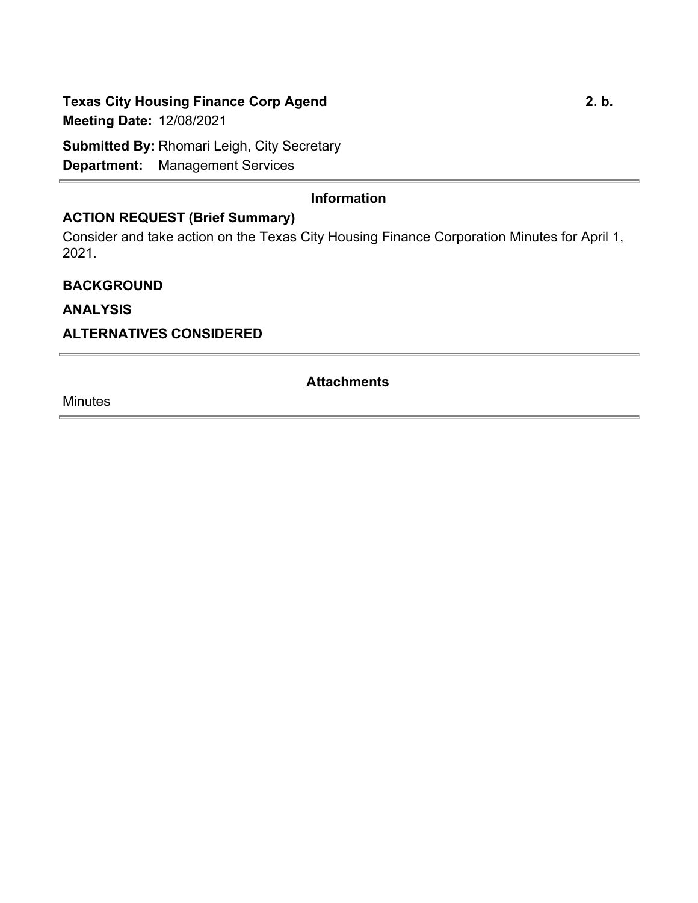**Texas City Housing Finance Corp Agend** **2. b.**

**Meeting Date:** 12/08/2021

**Submitted By:** Rhomari Leigh, City Secretary

**Department:** Management Services

---

## Information

**ACTION REQUEST (Brief Summary)**

Consider and take action on the Texas City Housing Finance Corporation Minutes for April 1, 2021.

**BACKGROUND**

**ANALYSIS**

**ALTERNATIVES CONSIDERED**

---

## Attachments

Minutes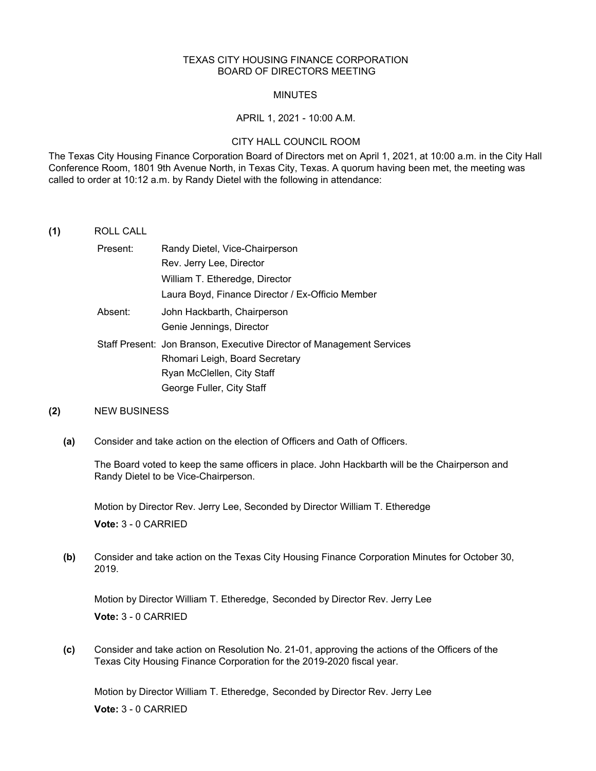# TEXAS CITY HOUSING FINANCE CORPORATION
## BOARD OF DIRECTORS MEETING

MINUTES

APRIL 1, 2021 - 10:00 A.M.

CITY HALL COUNCIL ROOM

The Texas City Housing Finance Corporation Board of Directors met on April 1, 2021, at 10:00 a.m. in the City Hall Conference Room, 1801 9th Avenue North, in Texas City, Texas. A quorum having been met, the meeting was called to order at 10:12 a.m. by Randy Dietel with the following in attendance:

**(1)** ROLL CALL

| | |
|---|---|
| Present: | Randy Dietel, Vice-Chairperson |
| | Rev. Jerry Lee, Director |
| | William T. Etheredge, Director |
| | Laura Boyd, Finance Director / Ex-Officio Member |
| Absent: | John Hackbarth, Chairperson |
| | Genie Jennings, Director |
| Staff Present: | Jon Branson, Executive Director of Management Services |
| | Rhomari Leigh, Board Secretary |
| | Ryan McClellen, City Staff |
| | George Fuller, City Staff |

**(2)** NEW BUSINESS

**(a)** Consider and take action on the election of Officers and Oath of Officers.

The Board voted to keep the same officers in place. John Hackbarth will be the Chairperson and Randy Dietel to be Vice-Chairperson.

Motion by Director Rev. Jerry Lee, Seconded by Director William T. Etheredge

**Vote:** 3 - 0 CARRIED

**(b)** Consider and take action on the Texas City Housing Finance Corporation Minutes for October 30, 2019.

Motion by Director William T. Etheredge, Seconded by Director Rev. Jerry Lee

**Vote:** 3 - 0 CARRIED

**(c)** Consider and take action on Resolution No. 21-01, approving the actions of the Officers of the Texas City Housing Finance Corporation for the 2019-2020 fiscal year.

Motion by Director William T. Etheredge, Seconded by Director Rev. Jerry Lee

**Vote:** 3 - 0 CARRIED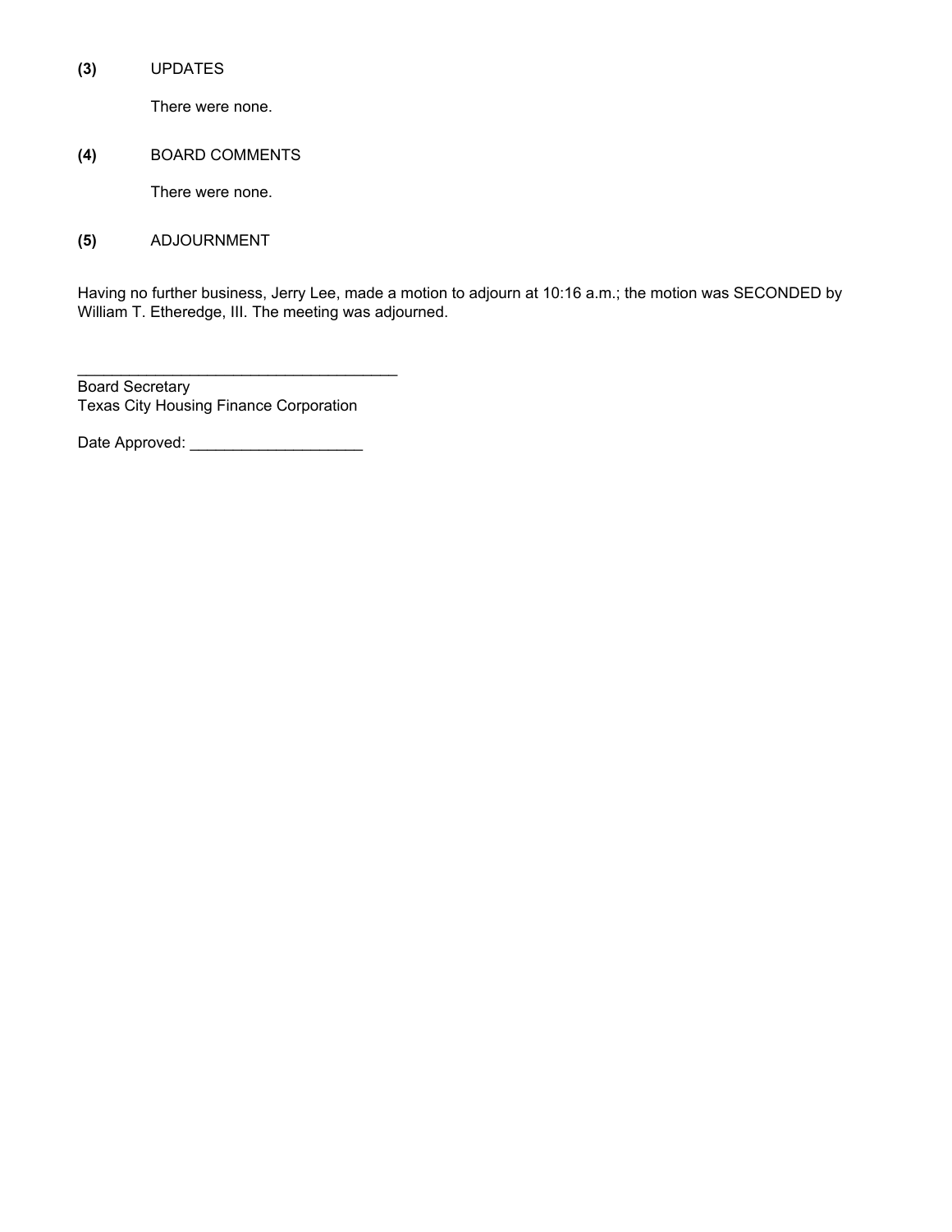**(3)** UPDATES

There were none.

**(4)** BOARD COMMENTS

There were none.

**(5)** ADJOURNMENT

Having no further business, Jerry Lee, made a motion to adjourn at 10:16 a.m.; the motion was SECONDED by William T. Etheredge, III. The meeting was adjourned.

______________________________________
Board Secretary
Texas City Housing Finance Corporation

Date Approved: ____________________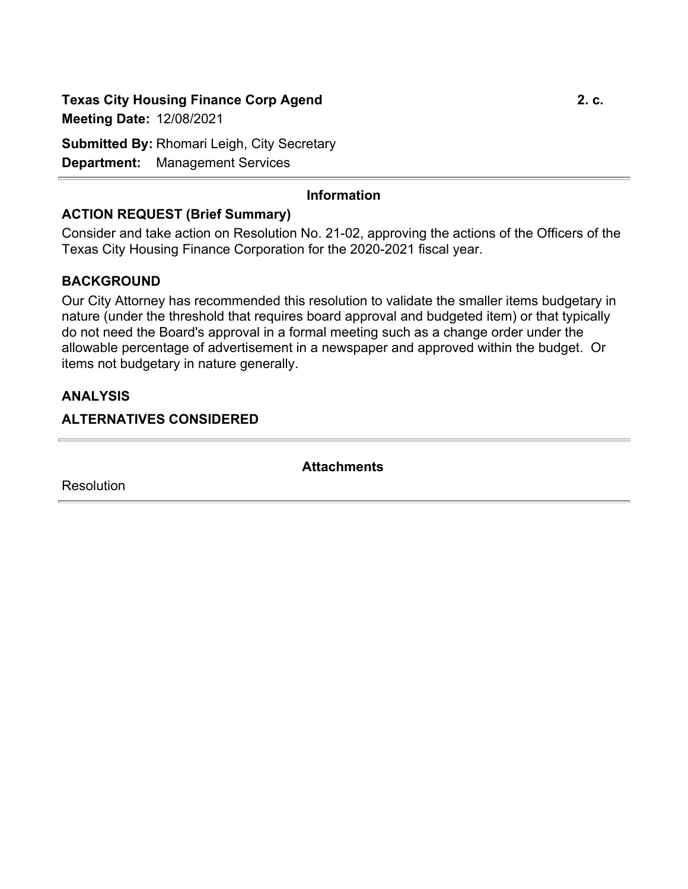**Texas City Housing Finance Corp Agend** **2. c.**

**Meeting Date:** 12/08/2021

**Submitted By:** Rhomari Leigh, City Secretary

**Department:** Management Services

## Information

### ACTION REQUEST (Brief Summary)

Consider and take action on Resolution No. 21-02, approving the actions of the Officers of the Texas City Housing Finance Corporation for the 2020-2021 fiscal year.

### BACKGROUND

Our City Attorney has recommended this resolution to validate the smaller items budgetary in nature (under the threshold that requires board approval and budgeted item) or that typically do not need the Board's approval in a formal meeting such as a change order under the allowable percentage of advertisement in a newspaper and approved within the budget. Or items not budgetary in nature generally.

### ANALYSIS

### ALTERNATIVES CONSIDERED

## Attachments

Resolution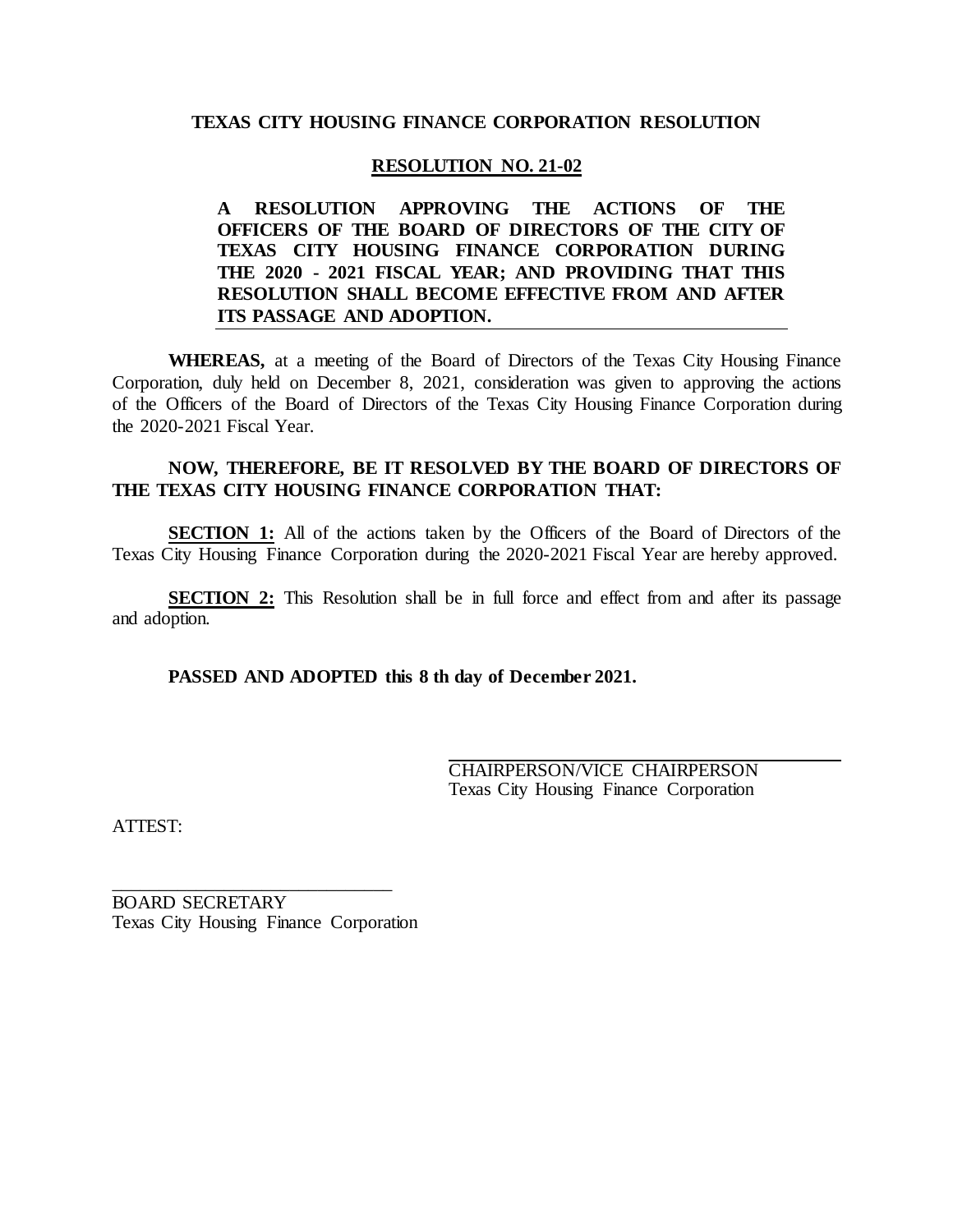**TEXAS CITY HOUSING FINANCE CORPORATION RESOLUTION**

**RESOLUTION NO. 21-02**

**A RESOLUTION APPROVING THE ACTIONS OF THE OFFICERS OF THE BOARD OF DIRECTORS OF THE CITY OF TEXAS CITY HOUSING FINANCE CORPORATION DURING THE 2020 - 2021 FISCAL YEAR; AND PROVIDING THAT THIS RESOLUTION SHALL BECOME EFFECTIVE FROM AND AFTER ITS PASSAGE AND ADOPTION.**

**WHEREAS,** at a meeting of the Board of Directors of the Texas City Housing Finance Corporation, duly held on December 8, 2021, consideration was given to approving the actions of the Officers of the Board of Directors of the Texas City Housing Finance Corporation during the 2020-2021 Fiscal Year.

**NOW, THEREFORE, BE IT RESOLVED BY THE BOARD OF DIRECTORS OF THE TEXAS CITY HOUSING FINANCE CORPORATION THAT:**

**SECTION 1:** All of the actions taken by the Officers of the Board of Directors of the Texas City Housing Finance Corporation during the 2020-2021 Fiscal Year are hereby approved.

**SECTION 2:** This Resolution shall be in full force and effect from and after its passage and adoption.

**PASSED AND ADOPTED this 8 th day of December 2021.**

\_\_\_\_\_\_\_\_\_\_\_\_\_\_\_\_\_\_\_\_\_\_\_\_\_\_\_\_\_\_\_\_\_\_
CHAIRPERSON/VICE CHAIRPERSON
Texas City Housing Finance Corporation

ATTEST:

\_\_\_\_\_\_\_\_\_\_\_\_\_\_\_\_\_\_\_\_\_\_\_\_\_\_\_\_\_\_\_\_\_\_
BOARD SECRETARY
Texas City Housing Finance Corporation